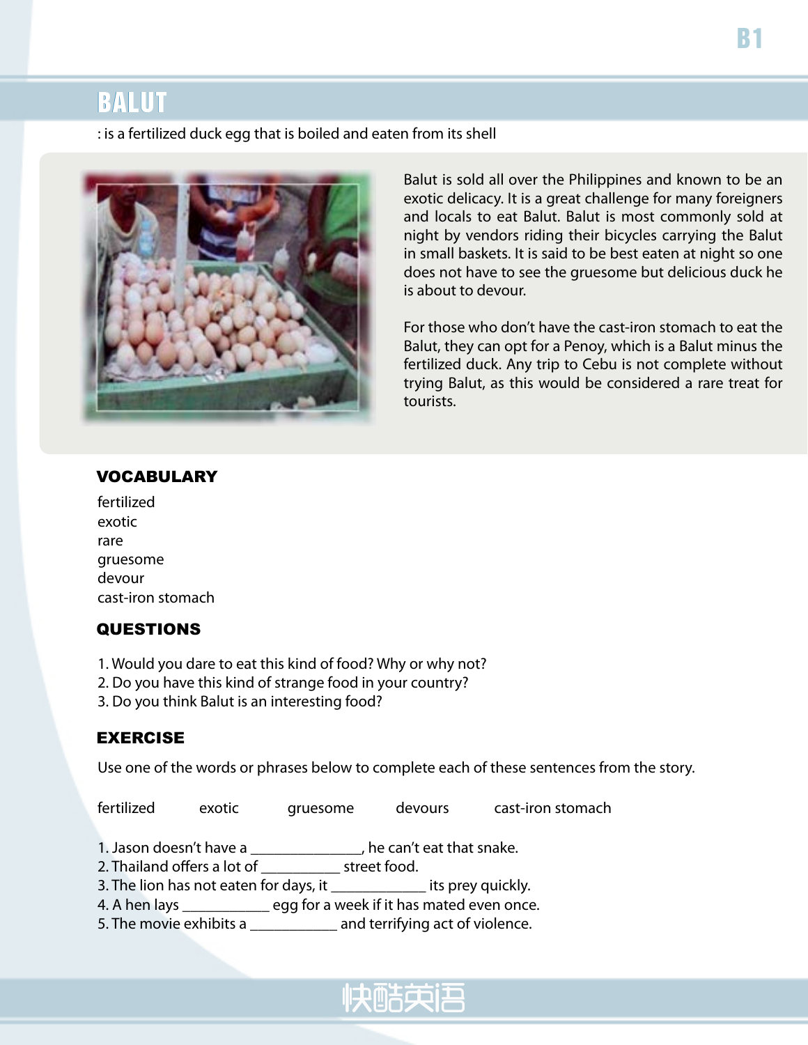# BALUT

: is a fertilized duck egg that is boiled and eaten from its shell

Balut is sold all over the Philippines and known to be an exotic delicacy. It is a great challenge for many foreigners and locals to eat Balut. Balut is most commonly sold at night by vendors riding their bicycles carrying the Balut in small baskets. It is said to be best eaten at night so one does not have to see the gruesome but delicious duck he is about to devour.

For those who don't have the cast-iron stomach to eat the Balut, they can opt for a Penoy, which is a Balut minus the fertilized duck. Any trip to Cebu is not complete without trying Balut, as this would be considered a rare treat for tourists.

## VOCABULARY

fertilized
exotic
rare
gruesome
devour
cast-iron stomach

## QUESTIONS

1. Would you dare to eat this kind of food? Why or why not?
2. Do you have this kind of strange food in your country?
3. Do you think Balut is an interesting food?

## EXERCISE

Use one of the words or phrases below to complete each of these sentences from the story.

fertilized    exotic    gruesome    devours    cast-iron stomach

1. Jason doesn't have a _______________, he can't eat that snake.
2. Thailand offers a lot of ___________ street food.
3. The lion has not eaten for days, it _____________ its prey quickly.
4. A hen lays ____________ egg for a week if it has mated even once.
5. The movie exhibits a ____________ and terrifying act of violence.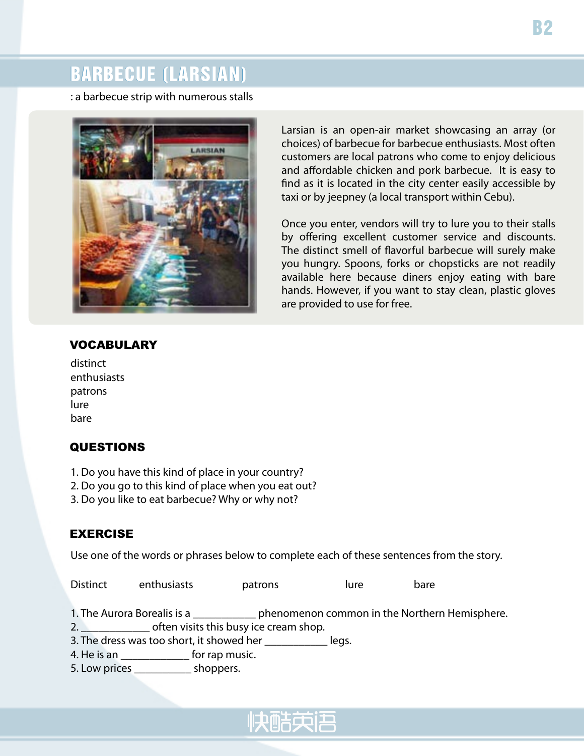# BARBECUE (LARSIAN)

: a barbecue strip with numerous stalls

Larsian is an open-air market showcasing an array (or choices) of barbecue for barbecue enthusiasts. Most often customers are local patrons who come to enjoy delicious and affordable chicken and pork barbecue. It is easy to find as it is located in the city center easily accessible by taxi or by jeepney (a local transport within Cebu).

Once you enter, vendors will try to lure you to their stalls by offering excellent customer service and discounts. The distinct smell of flavorful barbecue will surely make you hungry. Spoons, forks or chopsticks are not readily available here because diners enjoy eating with bare hands. However, if you want to stay clean, plastic gloves are provided to use for free.

## VOCABULARY

distinct
enthusiasts
patrons
lure
bare

## QUESTIONS

1. Do you have this kind of place in your country?
2. Do you go to this kind of place when you eat out?
3. Do you like to eat barbecue? Why or why not?

## EXERCISE

Use one of the words or phrases below to complete each of these sentences from the story.

Distinct     enthusiasts     patrons     lure     bare

1. The Aurora Borealis is a ___________ phenomenon common in the Northern Hemisphere.
2. ____________ often visits this busy ice cream shop.
3. The dress was too short, it showed her ___________ legs.
4. He is an ____________ for rap music.
5. Low prices __________ shoppers.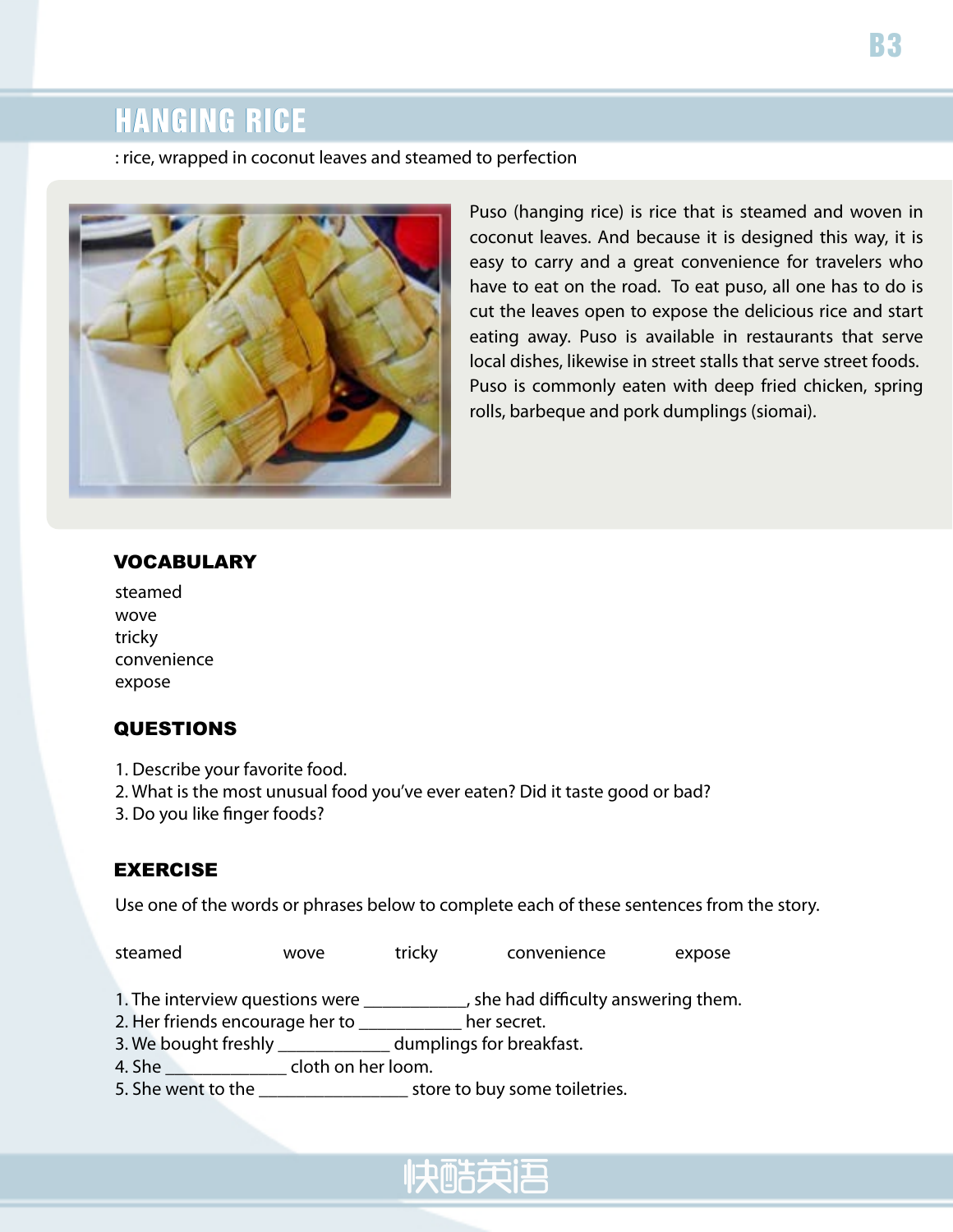# HANGING RICE

: rice, wrapped in coconut leaves and steamed to perfection

Puso (hanging rice) is rice that is steamed and woven in coconut leaves. And because it is designed this way, it is easy to carry and a great convenience for travelers who have to eat on the road. To eat puso, all one has to do is cut the leaves open to expose the delicious rice and start eating away. Puso is available in restaurants that serve local dishes, likewise in street stalls that serve street foods. Puso is commonly eaten with deep fried chicken, spring rolls, barbeque and pork dumplings (siomai).

## VOCABULARY

steamed
wove
tricky
convenience
expose

## QUESTIONS

1. Describe your favorite food.
2. What is the most unusual food you've ever eaten? Did it taste good or bad?
3. Do you like finger foods?

## EXERCISE

Use one of the words or phrases below to complete each of these sentences from the story.

steamed　　wove　　tricky　　convenience　　expose

1. The interview questions were ___________, she had difficulty answering them.
2. Her friends encourage her to ___________ her secret.
3. We bought freshly ____________ dumplings for breakfast.
4. She _____________ cloth on her loom.
5. She went to the ________________ store to buy some toiletries.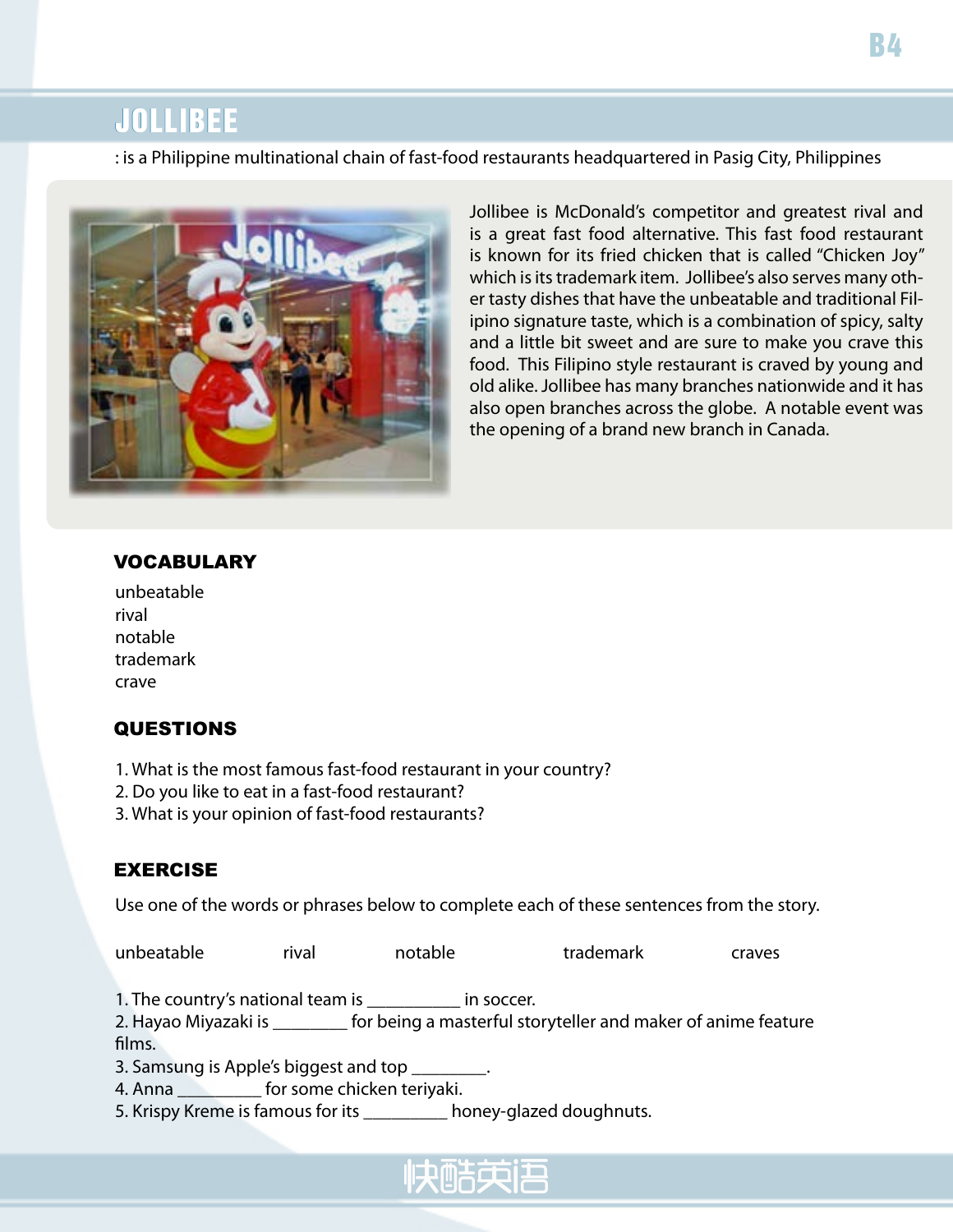# JOLLIBEE

: is a Philippine multinational chain of fast-food restaurants headquartered in Pasig City, Philippines

Jollibee is McDonald's competitor and greatest rival and is a great fast food alternative. This fast food restaurant is known for its fried chicken that is called "Chicken Joy" which is its trademark item. Jollibee's also serves many other tasty dishes that have the unbeatable and traditional Filipino signature taste, which is a combination of spicy, salty and a little bit sweet and are sure to make you crave this food. This Filipino style restaurant is craved by young and old alike. Jollibee has many branches nationwide and it has also open branches across the globe. A notable event was the opening of a brand new branch in Canada.

## VOCABULARY

unbeatable
rival
notable
trademark
crave

## QUESTIONS

1. What is the most famous fast-food restaurant in your country?
2. Do you like to eat in a fast-food restaurant?
3. What is your opinion of fast-food restaurants?

## EXERCISE

Use one of the words or phrases below to complete each of these sentences from the story.

unbeatable rival notable trademark craves

1. The country's national team is __________ in soccer.
2. Hayao Miyazaki is ________ for being a masterful storyteller and maker of anime feature films.
3. Samsung is Apple's biggest and top ________.
4. Anna _________ for some chicken teriyaki.
5. Krispy Kreme is famous for its _________ honey-glazed doughnuts.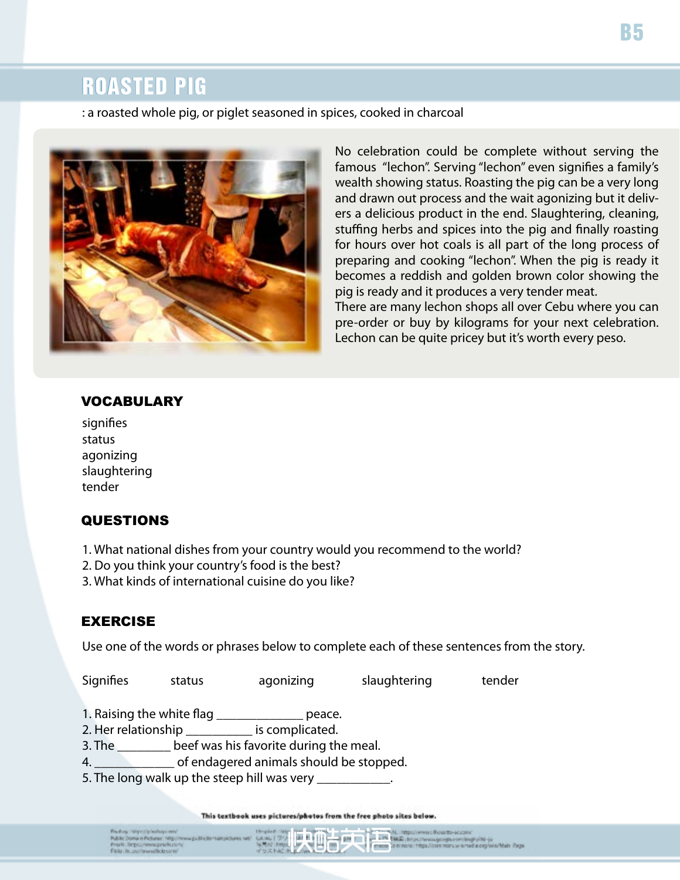# ROASTED PIG

: a roasted whole pig, or piglet seasoned in spices, cooked in charcoal

No celebration could be complete without serving the famous "lechon". Serving "lechon" even signifies a family's wealth showing status. Roasting the pig can be a very long and drawn out process and the wait agonizing but it delivers a delicious product in the end. Slaughtering, cleaning, stuffing herbs and spices into the pig and finally roasting for hours over hot coals is all part of the long process of preparing and cooking "lechon". When the pig is ready it becomes a reddish and golden brown color showing the pig is ready and it produces a very tender meat.
There are many lechon shops all over Cebu where you can pre-order or buy by kilograms for your next celebration. Lechon can be quite pricey but it's worth every peso.

## VOCABULARY

signifies
status
agonizing
slaughtering
tender

## QUESTIONS

1. What national dishes from your country would you recommend to the world?
2. Do you think your country's food is the best?
3. What kinds of international cuisine do you like?

## EXERCISE

Use one of the words or phrases below to complete each of these sentences from the story.

Signifies    status    agonizing    slaughtering    tender

1. Raising the white flag _____________ peace.
2. Her relationship __________ is complicated.
3. The ________ beef was his favorite during the meal.
4. ____________ of endagered animals should be stopped.
5. The long walk up the steep hill was very ___________.

This textbook uses pictures/photos from the free photo sites below.